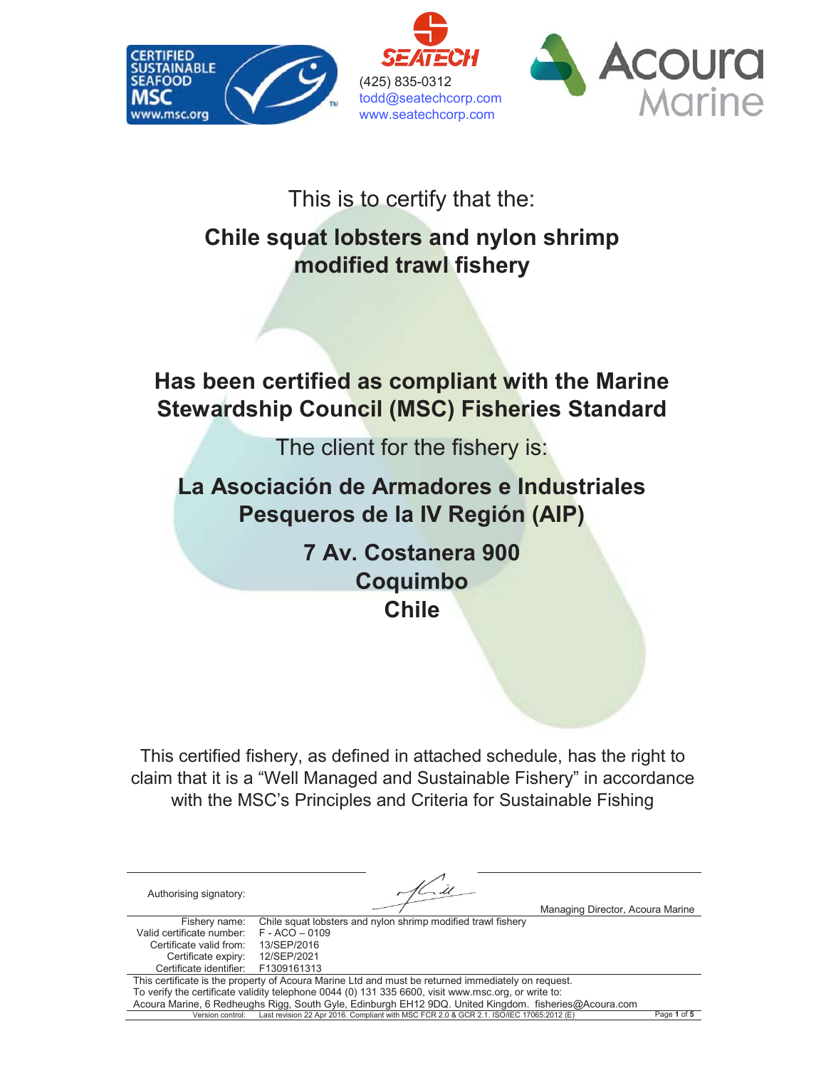CERTIFIED SUSTAINABLE SEAFOOD MSC www.msc.org

SEATECH
(425) 835-0312
todd@seatechcorp.com
www.seatechcorp.com

Acoura Marine

This is to certify that the:

## Chile squat lobsters and nylon shrimp modified trawl fishery

## Has been certified as compliant with the Marine Stewardship Council (MSC) Fisheries Standard

The client for the fishery is:

## La Asociación de Armadores e Industriales Pesqueros de la IV Región (AIP)

**7 Av. Costanera 900**
**Coquimbo**
**Chile**

This certified fishery, as defined in attached schedule, has the right to claim that it is a "Well Managed and Sustainable Fishery" in accordance with the MSC's Principles and Criteria for Sustainable Fishing

Authorising signatory:

Managing Director, Acoura Marine

| | |
|---|---|
| Fishery name: | Chile squat lobsters and nylon shrimp modified trawl fishery |
| Valid certificate number: | F - ACO – 0109 |
| Certificate valid from: | 13/SEP/2016 |
| Certificate expiry: | 12/SEP/2021 |
| Certificate identifier: | F1309161313 |

This certificate is the property of Acoura Marine Ltd and must be returned immediately on request.
To verify the certificate validity telephone 0044 (0) 131 335 6600, visit www.msc.org, or write to:
Acoura Marine, 6 Redheughs Rigg, South Gyle, Edinburgh EH12 9DQ. United Kingdom. fisheries@Acoura.com

Version control: Last revision 22 Apr 2016. Compliant with MSC FCR 2.0 & GCR 2.1. ISO/IEC 17065:2012 (E)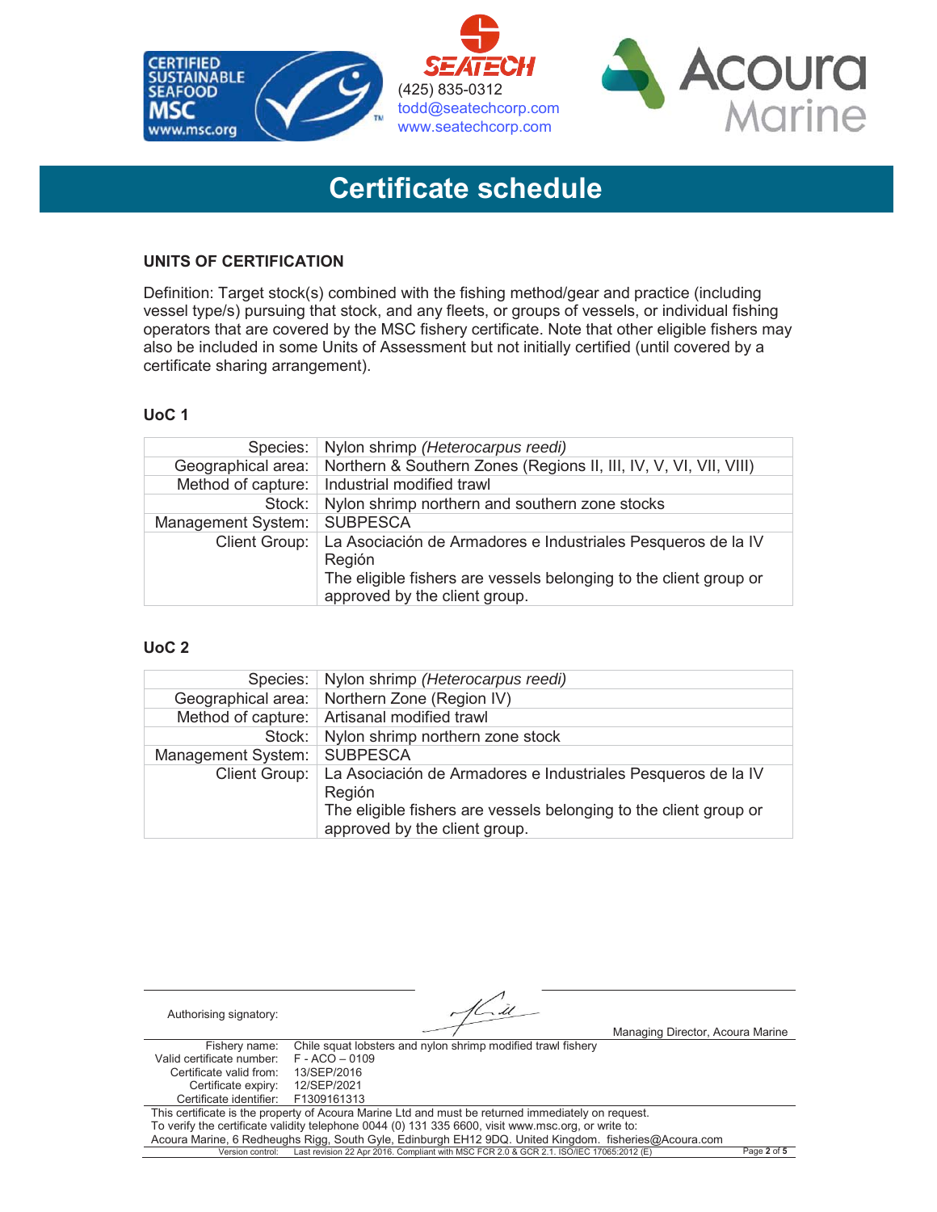(425) 835-0312
todd@seatechcorp.com
www.seatechcorp.com

# Certificate schedule

### UNITS OF CERTIFICATION

Definition: Target stock(s) combined with the fishing method/gear and practice (including vessel type/s) pursuing that stock, and any fleets, or groups of vessels, or individual fishing operators that are covered by the MSC fishery certificate. Note that other eligible fishers may also be included in some Units of Assessment but not initially certified (until covered by a certificate sharing arrangement).

#### UoC 1

| | |
|---|---|
| Species: | Nylon shrimp *(Heterocarpus reedi)* |
| Geographical area: | Northern & Southern Zones (Regions II, III, IV, V, VI, VII, VIII) |
| Method of capture: | Industrial modified trawl |
| Stock: | Nylon shrimp northern and southern zone stocks |
| Management System: | SUBPESCA |
| Client Group: | La Asociación de Armadores e Industriales Pesqueros de la IV Región<br>The eligible fishers are vessels belonging to the client group or approved by the client group. |

#### UoC 2

| | |
|---|---|
| Species: | Nylon shrimp *(Heterocarpus reedi)* |
| Geographical area: | Northern Zone (Region IV) |
| Method of capture: | Artisanal modified trawl |
| Stock: | Nylon shrimp northern zone stock |
| Management System: | SUBPESCA |
| Client Group: | La Asociación de Armadores e Industriales Pesqueros de la IV Región<br>The eligible fishers are vessels belonging to the client group or approved by the client group. |

Authorising signatory: Managing Director, Acoura Marine

| | |
|---|---|
| Fishery name: | Chile squat lobsters and nylon shrimp modified trawl fishery |
| Valid certificate number: | F - ACO – 0109 |
| Certificate valid from: | 13/SEP/2016 |
| Certificate expiry: | 12/SEP/2021 |
| Certificate identifier: | F1309161313 |

This certificate is the property of Acoura Marine Ltd and must be returned immediately on request.
To verify the certificate validity telephone 0044 (0) 131 335 6600, visit www.msc.org, or write to:
Acoura Marine, 6 Redheughs Rigg, South Gyle, Edinburgh EH12 9DQ. United Kingdom. fisheries@Acoura.com

Version control: Last revision 22 Apr 2016. Compliant with MSC FCR 2.0 & GCR 2.1. ISO/IEC 17065:2012 (E)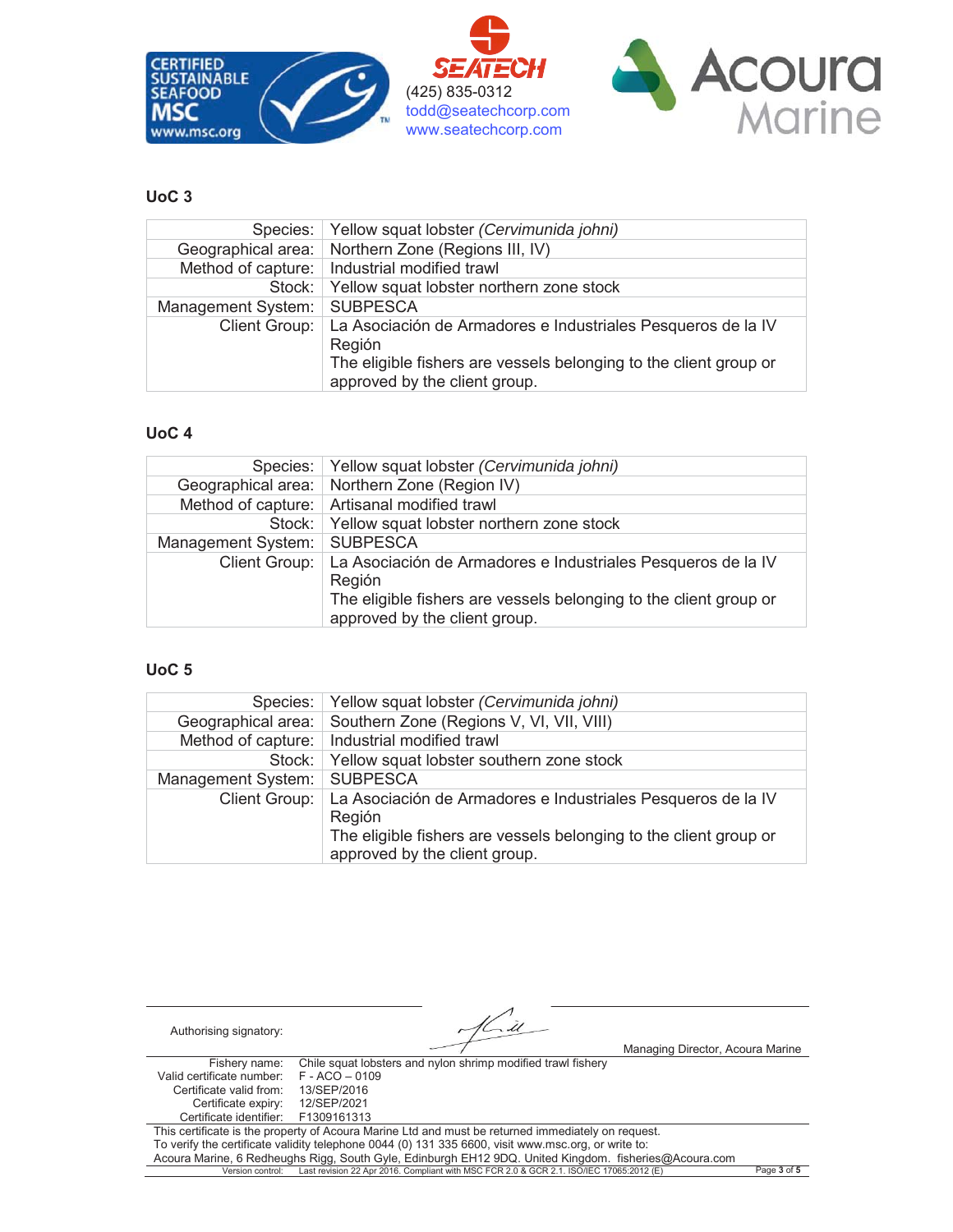## UoC 3

| | |
|---:|---|
| Species: | Yellow squat lobster *(Cervimunida johni)* |
| Geographical area: | Northern Zone (Regions III, IV) |
| Method of capture: | Industrial modified trawl |
| Stock: | Yellow squat lobster northern zone stock |
| Management System: | SUBPESCA |
| Client Group: | La Asociación de Armadores e Industriales Pesqueros de la IV Región<br>The eligible fishers are vessels belonging to the client group or approved by the client group. |

## UoC 4

| | |
|---:|---|
| Species: | Yellow squat lobster *(Cervimunida johni)* |
| Geographical area: | Northern Zone (Region IV) |
| Method of capture: | Artisanal modified trawl |
| Stock: | Yellow squat lobster northern zone stock |
| Management System: | SUBPESCA |
| Client Group: | La Asociación de Armadores e Industriales Pesqueros de la IV Región<br>The eligible fishers are vessels belonging to the client group or approved by the client group. |

## UoC 5

| | |
|---:|---|
| Species: | Yellow squat lobster *(Cervimunida johni)* |
| Geographical area: | Southern Zone (Regions V, VI, VII, VIII) |
| Method of capture: | Industrial modified trawl |
| Stock: | Yellow squat lobster southern zone stock |
| Management System: | SUBPESCA |
| Client Group: | La Asociación de Armadores e Industriales Pesqueros de la IV Región<br>The eligible fishers are vessels belonging to the client group or approved by the client group. |

Authorising signatory: Managing Director, Acoura Marine

| | |
|---:|---|
| Fishery name: | Chile squat lobsters and nylon shrimp modified trawl fishery |
| Valid certificate number: | F - ACO – 0109 |
| Certificate valid from: | 13/SEP/2016 |
| Certificate expiry: | 12/SEP/2021 |
| Certificate identifier: | F1309161313 |

This certificate is the property of Acoura Marine Ltd and must be returned immediately on request.
To verify the certificate validity telephone 0044 (0) 131 335 6600, visit www.msc.org, or write to:
Acoura Marine, 6 Redheughs Rigg, South Gyle, Edinburgh EH12 9DQ. United Kingdom. fisheries@Acoura.com

Version control: Last revision 22 Apr 2016. Compliant with MSC FCR 2.0 & GCR 2.1. ISO/IEC 17065:2012 (E)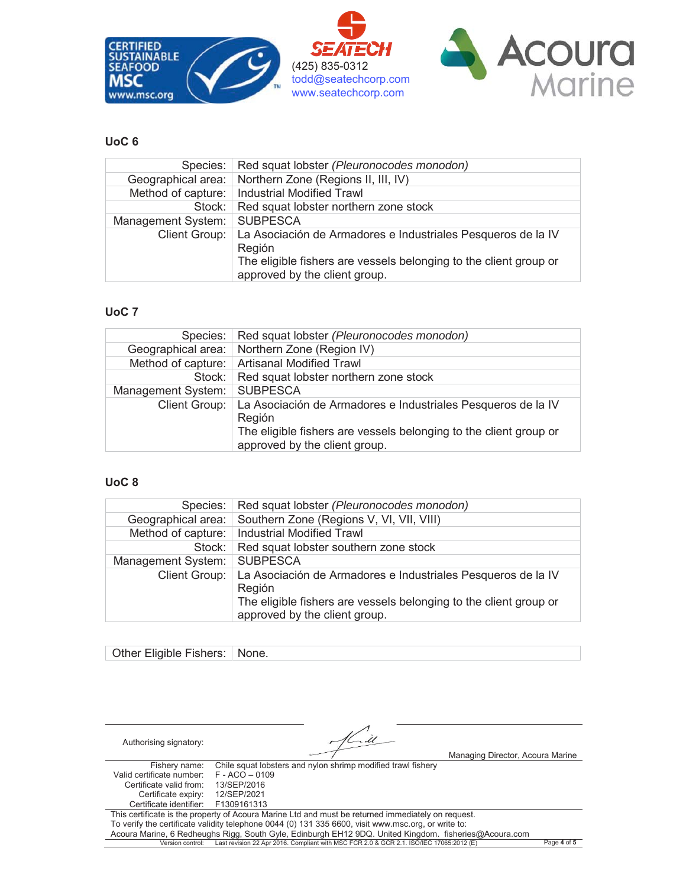### UoC 6

| Species: | Red squat lobster *(Pleuronocodes monodon)* |
|---|---|
| Geographical area: | Northern Zone (Regions II, III, IV) |
| Method of capture: | Industrial Modified Trawl |
| Stock: | Red squat lobster northern zone stock |
| Management System: | SUBPESCA |
| Client Group: | La Asociación de Armadores e Industriales Pesqueros de la IV Región<br>The eligible fishers are vessels belonging to the client group or approved by the client group. |

### UoC 7

| Species: | Red squat lobster *(Pleuronocodes monodon)* |
|---|---|
| Geographical area: | Northern Zone (Region IV) |
| Method of capture: | Artisanal Modified Trawl |
| Stock: | Red squat lobster northern zone stock |
| Management System: | SUBPESCA |
| Client Group: | La Asociación de Armadores e Industriales Pesqueros de la IV Región<br>The eligible fishers are vessels belonging to the client group or approved by the client group. |

### UoC 8

| Species: | Red squat lobster *(Pleuronocodes monodon)* |
|---|---|
| Geographical area: | Southern Zone (Regions V, VI, VII, VIII) |
| Method of capture: | Industrial Modified Trawl |
| Stock: | Red squat lobster southern zone stock |
| Management System: | SUBPESCA |
| Client Group: | La Asociación de Armadores e Industriales Pesqueros de la IV Región<br>The eligible fishers are vessels belonging to the client group or approved by the client group. |

| Other Eligible Fishers: | None. |
|---|---|

Authorising signatory:

Managing Director, Acoura Marine

| Fishery name: | Chile squat lobsters and nylon shrimp modified trawl fishery |
|---|---|
| Valid certificate number: | F - ACO – 0109 |
| Certificate valid from: | 13/SEP/2016 |
| Certificate expiry: | 12/SEP/2021 |
| Certificate identifier: | F1309161313 |

This certificate is the property of Acoura Marine Ltd and must be returned immediately on request.
To verify the certificate validity telephone 0044 (0) 131 335 6600, visit www.msc.org, or write to:
Acoura Marine, 6 Redheughs Rigg, South Gyle, Edinburgh EH12 9DQ. United Kingdom. fisheries@Acoura.com

Version control: Last revision 22 Apr 2016. Compliant with MSC FCR 2.0 & GCR 2.1. ISO/IEC 17065:2012 (E)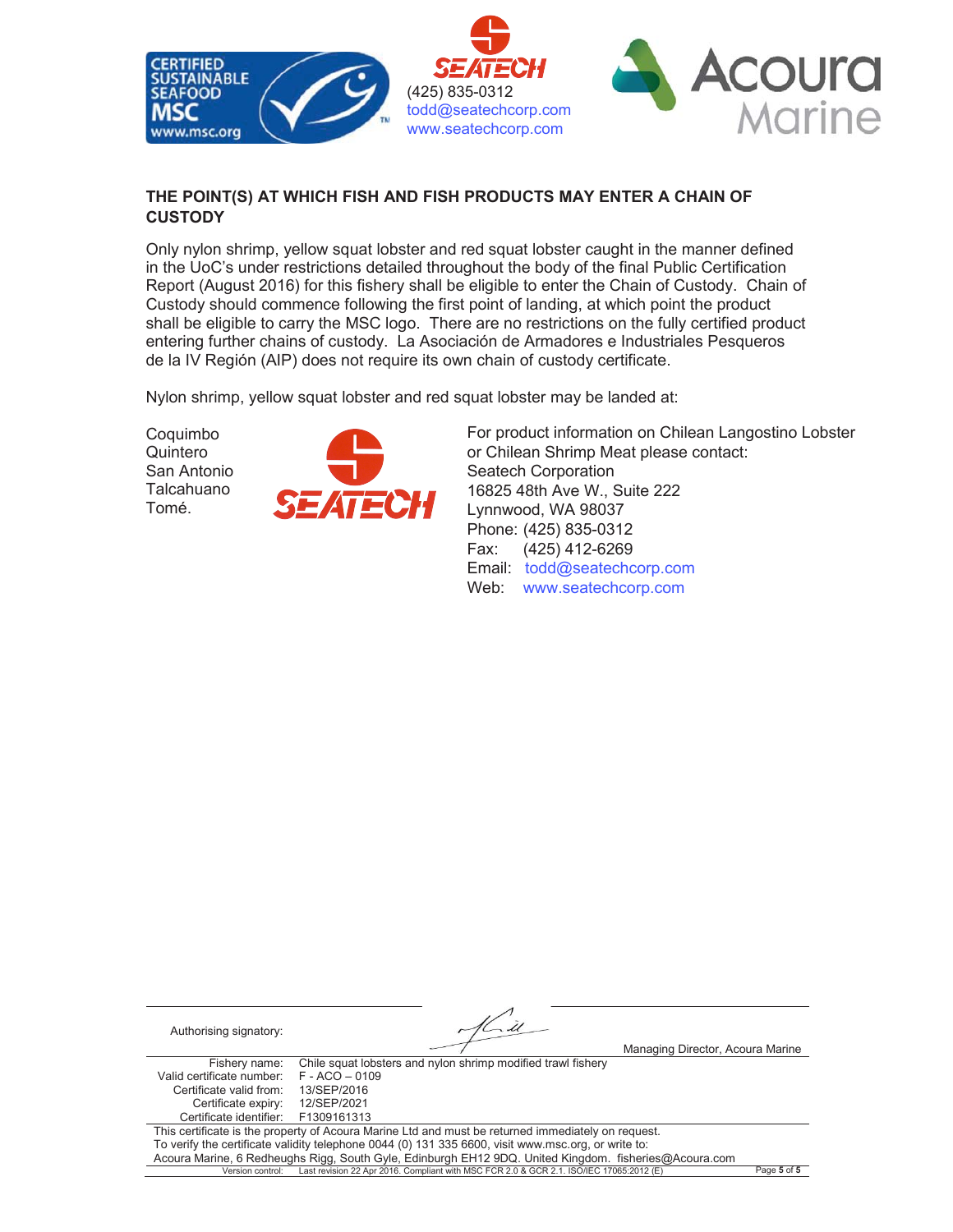CERTIFIED SUSTAINABLE SEAFOOD MSC www.msc.org

SEATECH (425) 835-0312 todd@seatechcorp.com www.seatechcorp.com

Acoura Marine

## THE POINT(S) AT WHICH FISH AND FISH PRODUCTS MAY ENTER A CHAIN OF CUSTODY

Only nylon shrimp, yellow squat lobster and red squat lobster caught in the manner defined in the UoC's under restrictions detailed throughout the body of the final Public Certification Report (August 2016) for this fishery shall be eligible to enter the Chain of Custody. Chain of Custody should commence following the first point of landing, at which point the product shall be eligible to carry the MSC logo. There are no restrictions on the fully certified product entering further chains of custody. La Asociación de Armadores e Industriales Pesqueros de la IV Región (AIP) does not require its own chain of custody certificate.

Nylon shrimp, yellow squat lobster and red squat lobster may be landed at:

Coquimbo
Quintero
San Antonio
Talcahuano
Tomé.

SEATECH

For product information on Chilean Langostino Lobster or Chilean Shrimp Meat please contact:
Seatech Corporation
16825 48th Ave W., Suite 222
Lynnwood, WA 98037
Phone: (425) 835-0312
Fax: (425) 412-6269
Email: todd@seatechcorp.com
Web: www.seatechcorp.com

Authorising signatory: Managing Director, Acoura Marine

| | |
|---|---|
| Fishery name: | Chile squat lobsters and nylon shrimp modified trawl fishery |
| Valid certificate number: | F - ACO – 0109 |
| Certificate valid from: | 13/SEP/2016 |
| Certificate expiry: | 12/SEP/2021 |
| Certificate identifier: | F1309161313 |

This certificate is the property of Acoura Marine Ltd and must be returned immediately on request.
To verify the certificate validity telephone 0044 (0) 131 335 6600, visit www.msc.org, or write to:
Acoura Marine, 6 Redheughs Rigg, South Gyle, Edinburgh EH12 9DQ. United Kingdom. fisheries@Acoura.com

Version control: Last revision 22 Apr 2016. Compliant with MSC FCR 2.0 & GCR 2.1. ISO/IEC 17065:2012 (E)